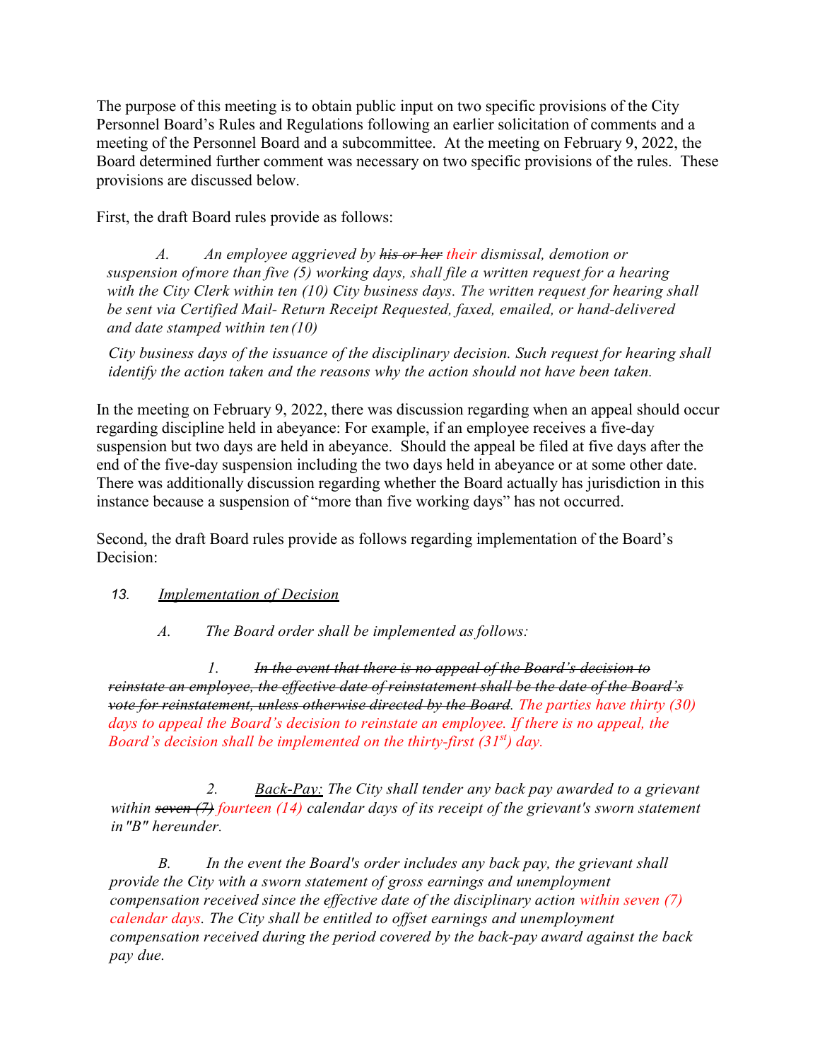The purpose of this meeting is to obtain public input on two specific provisions of the City Personnel Board's Rules and Regulations following an earlier solicitation of comments and a meeting of the Personnel Board and a subcommittee. At the meeting on February 9, 2022, the Board determined further comment was necessary on two specific provisions of the rules. These provisions are discussed below.

First, the draft Board rules provide as follows:

> *A. An employee aggrieved by ~~his or her~~ their dismissal, demotion or suspension of more than five (5) working days, shall file a written request for a hearing with the City Clerk within ten (10) City business days. The written request for hearing shall be sent via Certified Mail- Return Receipt Requested, faxed, emailed, or hand-delivered and date stamped within ten (10)*
>
> *City business days of the issuance of the disciplinary decision. Such request for hearing shall identify the action taken and the reasons why the action should not have been taken.*

In the meeting on February 9, 2022, there was discussion regarding when an appeal should occur regarding discipline held in abeyance: For example, if an employee receives a five-day suspension but two days are held in abeyance. Should the appeal be filed at five days after the end of the five-day suspension including the two days held in abeyance or at some other date. There was additionally discussion regarding whether the Board actually has jurisdiction in this instance because a suspension of "more than five working days" has not occurred.

Second, the draft Board rules provide as follows regarding implementation of the Board's Decision:

> 13. <u>*Implementation of Decision*</u>
>
> *A. The Board order shall be implemented as follows:*
>
> *1. ~~In the event that there is no appeal of the Board's decision to reinstate an employee, the effective date of reinstatement shall be the date of the Board's vote for reinstatement, unless otherwise directed by the Board~~. The parties have thirty (30) days to appeal the Board's decision to reinstate an employee. If there is no appeal, the Board's decision shall be implemented on the thirty-first (31st) day.*
>
> *2. <u>Back-Pay:</u> The City shall tender any back pay awarded to a grievant within ~~seven (7)~~ fourteen (14) calendar days of its receipt of the grievant's sworn statement in "B" hereunder.*
>
> *B. In the event the Board's order includes any back pay, the grievant shall provide the City with a sworn statement of gross earnings and unemployment compensation received since the effective date of the disciplinary action within seven (7) calendar days. The City shall be entitled to offset earnings and unemployment compensation received during the period covered by the back-pay award against the back pay due.*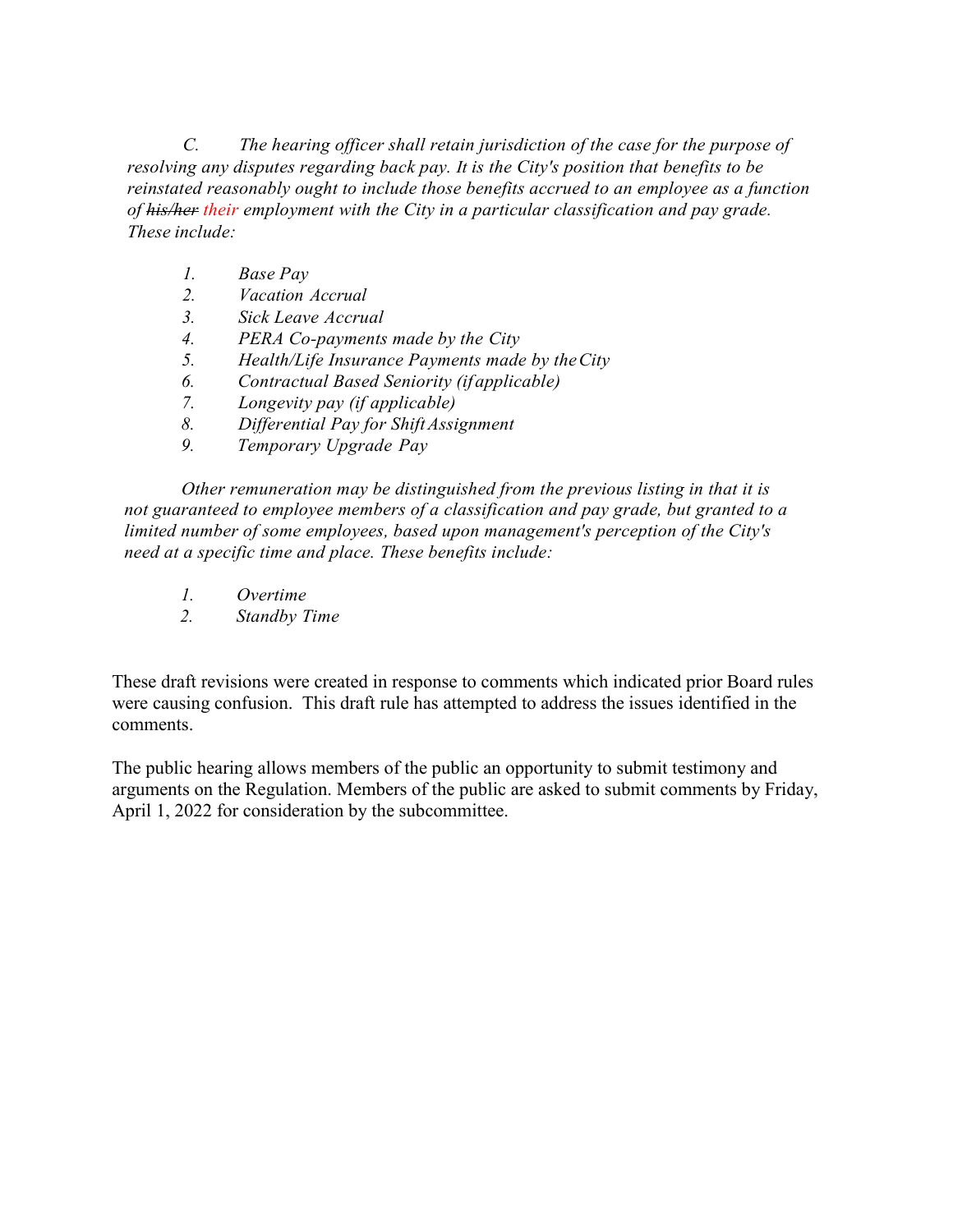*C. The hearing officer shall retain jurisdiction of the case for the purpose of resolving any disputes regarding back pay. It is the City's position that benefits to be reinstated reasonably ought to include those benefits accrued to an employee as a function of ~~his/her~~ their employment with the City in a particular classification and pay grade. These include:*

1. *Base Pay*
2. *Vacation Accrual*
3. *Sick Leave Accrual*
4. *PERA Co-payments made by the City*
5. *Health/Life Insurance Payments made by the City*
6. *Contractual Based Seniority (if applicable)*
7. *Longevity pay (if applicable)*
8. *Differential Pay for Shift Assignment*
9. *Temporary Upgrade Pay*

*Other remuneration may be distinguished from the previous listing in that it is not guaranteed to employee members of a classification and pay grade, but granted to a limited number of some employees, based upon management's perception of the City's need at a specific time and place. These benefits include:*

1. *Overtime*
2. *Standby Time*

These draft revisions were created in response to comments which indicated prior Board rules were causing confusion. This draft rule has attempted to address the issues identified in the comments.

The public hearing allows members of the public an opportunity to submit testimony and arguments on the Regulation. Members of the public are asked to submit comments by Friday, April 1, 2022 for consideration by the subcommittee.